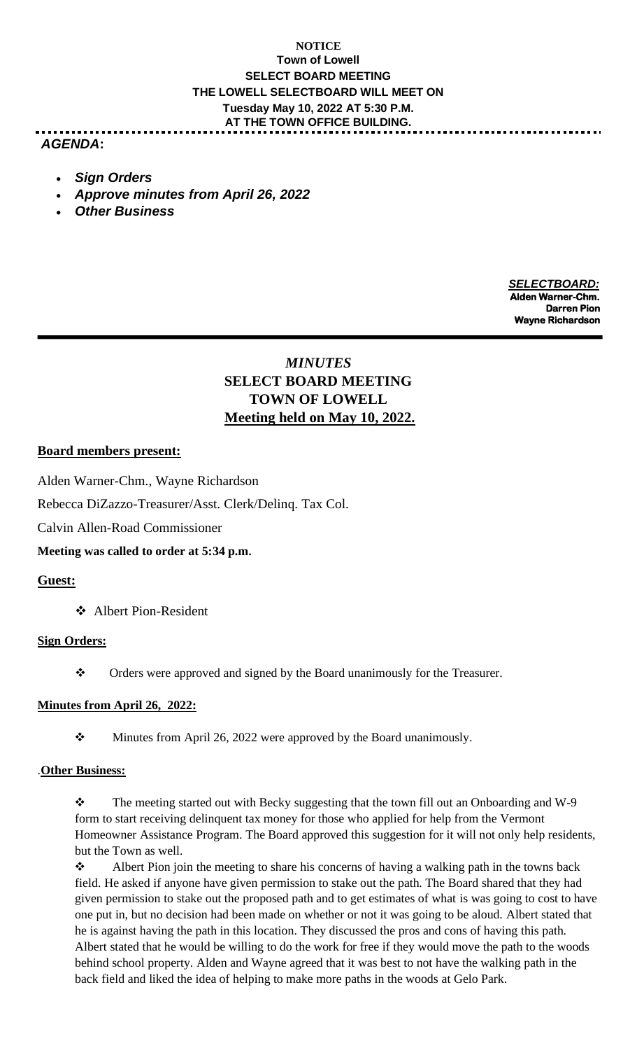**NOTICE**
**Town of Lowell**
**SELECT BOARD MEETING**
**THE LOWELL SELECTBOARD WILL MEET ON**
**Tuesday May 10, 2022 AT 5:30 P.M.**
**AT THE TOWN OFFICE BUILDING.**

***AGENDA*:**

- ***Sign Orders***
- ***Approve minutes from April 26, 2022***
- ***Other Business***

***SELECTBOARD:***
**Alden Warner-Chm.**
**Darren Pion**
**Wayne Richardson**

---

# *MINUTES*
# SELECT BOARD MEETING
# TOWN OF LOWELL
## Meeting held on May 10, 2022.

**Board members present:**

Alden Warner-Chm., Wayne Richardson

Rebecca DiZazzo-Treasurer/Asst. Clerk/Delinq. Tax Col.

Calvin Allen-Road Commissioner

**Meeting was called to order at 5:34 p.m.**

**Guest:**

- Albert Pion-Resident

**Sign Orders:**

- Orders were approved and signed by the Board unanimously for the Treasurer.

**Minutes from April 26, 2022:**

- Minutes from April 26, 2022 were approved by the Board unanimously.

.**Other Business:**

- The meeting started out with Becky suggesting that the town fill out an Onboarding and W-9 form to start receiving delinquent tax money for those who applied for help from the Vermont Homeowner Assistance Program. The Board approved this suggestion for it will not only help residents, but the Town as well.
- Albert Pion join the meeting to share his concerns of having a walking path in the towns back field. He asked if anyone have given permission to stake out the path. The Board shared that they had given permission to stake out the proposed path and to get estimates of what is was going to cost to have one put in, but no decision had been made on whether or not it was going to be aloud. Albert stated that he is against having the path in this location. They discussed the pros and cons of having this path. Albert stated that he would be willing to do the work for free if they would move the path to the woods behind school property. Alden and Wayne agreed that it was best to not have the walking path in the back field and liked the idea of helping to make more paths in the woods at Gelo Park.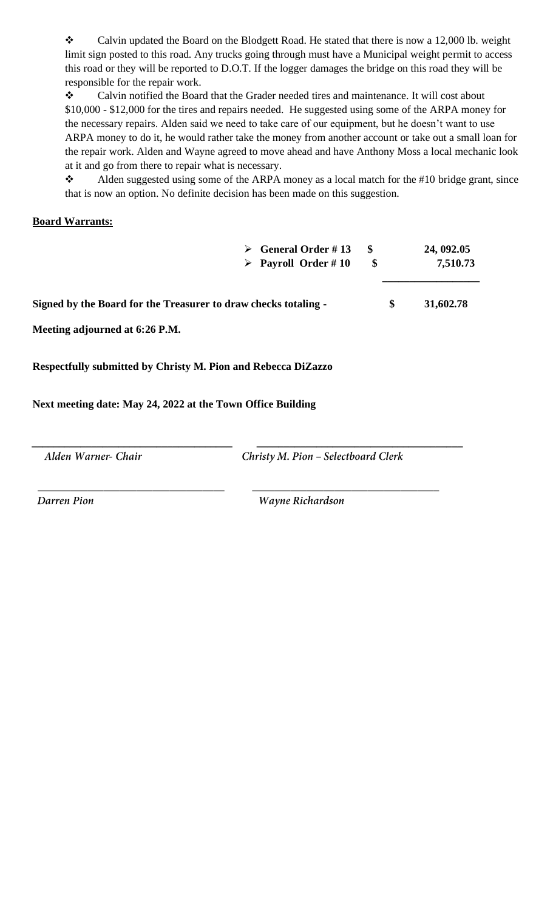- ❖ Calvin updated the Board on the Blodgett Road. He stated that there is now a 12,000 lb. weight limit sign posted to this road. Any trucks going through must have a Municipal weight permit to access this road or they will be reported to D.O.T. If the logger damages the bridge on this road they will be responsible for the repair work.
- ❖ Calvin notified the Board that the Grader needed tires and maintenance. It will cost about $10,000 - $12,000 for the tires and repairs needed. He suggested using some of the ARPA money for the necessary repairs. Alden said we need to take care of our equipment, but he doesn't want to use ARPA money to do it, he would rather take the money from another account or take out a small loan for the repair work. Alden and Wayne agreed to move ahead and have Anthony Moss a local mechanic look at it and go from there to repair what is necessary.
- ❖ Alden suggested using some of the ARPA money as a local match for the #10 bridge grant, since that is now an option. No definite decision has been made on this suggestion.

**Board Warrants:**

| | | |
|---|---|---|
| ➢ **General Order # 13** | **$** | **24, 092.05** |
| ➢ **Payroll Order # 10** | **$** | **7,510.73** |

**Signed by the Board for the Treasurer to draw checks totaling - $ 31,602.78**

**Meeting adjourned at 6:26 P.M.**

**Respectfully submitted by Christy M. Pion and Rebecca DiZazzo**

**Next meeting date: May 24, 2022 at the Town Office Building**

\_\_\_\_\_\_\_\_\_\_\_\_\_\_\_\_\_\_\_\_\_\_\_\_\_\_\_\_\_\_ \_\_\_\_\_\_\_\_\_\_\_\_\_\_\_\_\_\_\_\_\_\_\_\_\_\_\_\_\_\_

*Alden Warner- Chair* *Christy M. Pion – Selectboard Clerk*

\_\_\_\_\_\_\_\_\_\_\_\_\_\_\_\_\_\_\_\_\_\_\_\_\_\_\_\_\_\_ \_\_\_\_\_\_\_\_\_\_\_\_\_\_\_\_\_\_\_\_\_\_\_\_\_\_\_\_\_\_

*Darren Pion* *Wayne Richardson*